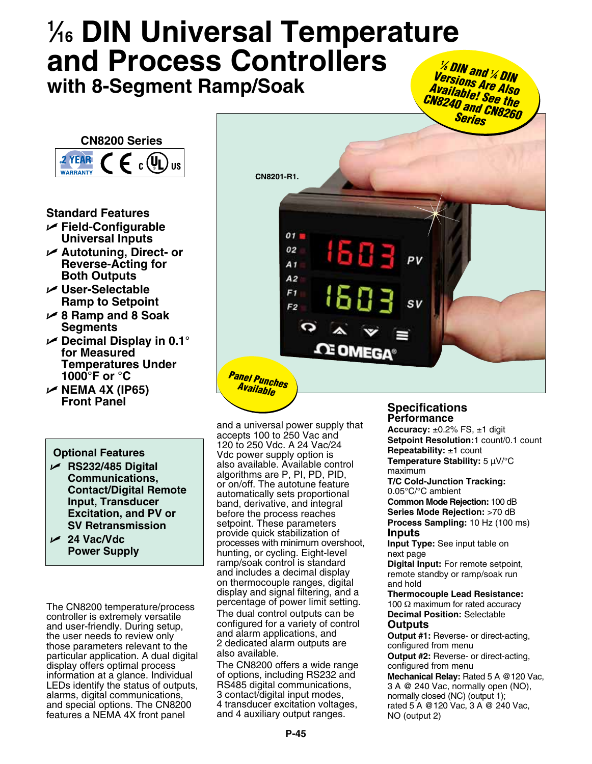# ⅟16 DIN Universal Temperature and Process Controllers

## with 8-Segment Ramp/Soak

*⅛ DIN and ¼ DIN Versions Are Also Available! See the CN8240 and CN8260 Series*

**CN8200 Series**

2 YEAR WARRANTY

CN8201-R1.

*Panel Punches Available*

### Standard Features

- Field-Configurable Universal Inputs
- Autotuning, Direct- or Reverse-Acting for Both Outputs
- User-Selectable Ramp to Setpoint
- 8 Ramp and 8 Soak Segments
- Decimal Display in 0.1° for Measured Temperatures Under 1000°F or °C
- NEMA 4X (IP65) Front Panel

### Optional Features

- RS232/485 Digital Communications, Contact/Digital Remote Input, Transducer Excitation, and PV or SV Retransmission
- 24 Vac/Vdc Power Supply

The CN8200 temperature/process controller is extremely versatile and user-friendly. During setup, the user needs to review only those parameters relevant to the particular application. A dual digital display offers optimal process information at a glance. Individual LEDs identify the status of outputs, alarms, digital communications, and special options. The CN8200 features a NEMA 4X front panel and a universal power supply that accepts 100 to 250 Vac and 120 to 250 Vdc. A 24 Vac/24 Vdc power supply option is also available. Available control algorithms are P, PI, PD, PID, or on/off. The autotune feature automatically sets proportional band, derivative, and integral before the process reaches setpoint. These parameters provide quick stabilization of processes with minimum overshoot, hunting, or cycling. Eight-level ramp/soak control is standard and includes a decimal display on thermocouple ranges, digital display and signal filtering, and a percentage of power limit setting. The dual control outputs can be configured for a variety of control and alarm applications, and 2 dedicated alarm outputs are also available.

The CN8200 offers a wide range of options, including RS232 and RS485 digital communications, 3 contact/digital input modes, 4 transducer excitation voltages, and 4 auxiliary output ranges.

## Specifications

### Performance

**Accuracy:** ±0.2% FS, ±1 digit
**Setpoint Resolution:** 1 count/0.1 count
**Repeatability:** ±1 count
**Temperature Stability:** 5 µV/°C maximum
**T/C Cold-Junction Tracking:** 0.05°C/°C ambient
**Common Mode Rejection:** 100 dB
**Series Mode Rejection:** >70 dB
**Process Sampling:** 10 Hz (100 ms)

### Inputs

**Input Type:** See input table on next page
**Digital Input:** For remote setpoint, remote standby or ramp/soak run and hold
**Thermocouple Lead Resistance:** 100 Ω maximum for rated accuracy
**Decimal Position:** Selectable

### Outputs

**Output #1:** Reverse- or direct-acting, configured from menu
**Output #2:** Reverse- or direct-acting, configured from menu
**Mechanical Relay:** Rated 5 A @120 Vac, 3 A @ 240 Vac, normally open (NO), normally closed (NC) (output 1); rated 5 A @120 Vac, 3 A @ 240 Vac, NO (output 2)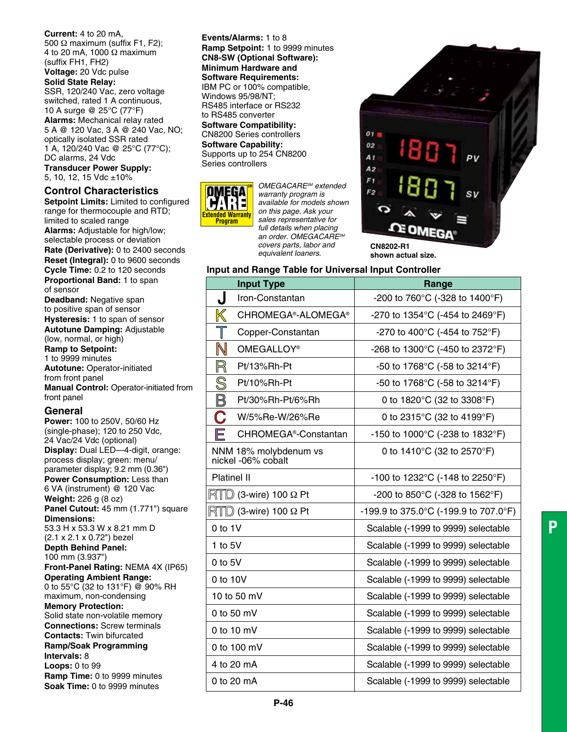**Current:** 4 to 20 mA, 500 Ω maximum (suffix F1, F2); 4 to 20 mA, 1000 Ω maximum (suffix FH1, FH2)
**Voltage:** 20 Vdc pulse
**Solid State Relay:** SSR, 120/240 Vac, zero voltage switched, rated 1 A continuous, 10 A surge @ 25°C (77°F)
**Alarms:** Mechanical relay rated 5 A @ 120 Vac, 3 A @ 240 Vac, NO; optically isolated SSR rated 1 A, 120/240 Vac @ 25°C (77°C); DC alarms, 24 Vdc
**Transducer Power Supply:** 5, 10, 12, 15 Vdc ±10%

## Control Characteristics

**Setpoint Limits:** Limited to configured range for thermocouple and RTD; limited to scaled range
**Alarms:** Adjustable for high/low; selectable process or deviation
**Rate (Derivative):** 0 to 2400 seconds
**Reset (Integral):** 0 to 9600 seconds
**Cycle Time:** 0.2 to 120 seconds
**Proportional Band:** 1 to span of sensor
**Deadband:** Negative span to positive span of sensor
**Hysteresis:** 1 to span of sensor
**Autotune Damping:** Adjustable (low, normal, or high)
**Ramp to Setpoint:** 1 to 9999 minutes
**Autotune:** Operator-initiated from front panel
**Manual Control:** Operator-initiated from front panel

## General

**Power:** 100 to 250V, 50/60 Hz (single-phase); 120 to 250 Vdc, 24 Vac/24 Vdc (optional)
**Display:** Dual LED—4-digit, orange: process display; green: menu/ parameter display; 9.2 mm (0.36")
**Power Consumption:** Less than 6 VA (instrument) @ 120 Vac
**Weight:** 226 g (8 oz)
**Panel Cutout:** 45 mm (1.771") square
**Dimensions:** 53.3 H x 53.3 W x 8.21 mm D (2.1 x 2.1 x 0.72") bezel
**Depth Behind Panel:** 100 mm (3.937")
**Front-Panel Rating:** NEMA 4X (IP65)
**Operating Ambient Range:** 0 to 55°C (32 to 131°F) @ 90% RH maximum, non-condensing
**Memory Protection:** Solid state non-volatile memory
**Connections:** Screw terminals
**Contacts:** Twin bifurcated
**Ramp/Soak Programming Intervals:** 8
**Loops:** 0 to 99
**Ramp Time:** 0 to 9999 minutes
**Soak Time:** 0 to 9999 minutes

**Events/Alarms:** 1 to 8
**Ramp Setpoint:** 1 to 9999 minutes
**CN8-SW (Optional Software):**
**Minimum Hardware and Software Requirements:** IBM PC or 100% compatible, Windows 95/98/NT; RS485 interface or RS232 to RS485 converter
**Software Compatibility:** CN8200 Series controllers
**Software Capability:** Supports up to 254 CN8200 Series controllers

OMEGA CARE Extended Warranty Program

*OMEGACARE℠ extended warranty program is available for models shown on this page. Ask your sales representative for full details when placing an order. OMEGACARE℠ covers parts, labor and equivalent loaners.*

**CN8202-R1 shown actual size.**

### Input and Range Table for Universal Input Controller

| Input Type | | Range |
|---|---|---|
| J | Iron-Constantan | -200 to 760°C (-328 to 1400°F) |
| K | CHROMEGA®-ALOMEGA® | -270 to 1354°C (-454 to 2469°F) |
| T | Copper-Constantan | -270 to 400°C (-454 to 752°F) |
| N | OMEGALLOY® | -268 to 1300°C (-450 to 2372°F) |
| R | Pt/13%Rh-Pt | -50 to 1768°C (-58 to 3214°F) |
| S | Pt/10%Rh-Pt | -50 to 1768°C (-58 to 3214°F) |
| B | Pt/30%Rh-Pt/6%Rh | 0 to 1820°C (32 to 3308°F) |
| C | W/5%Re-W/26%Re | 0 to 2315°C (32 to 4199°F) |
| E | CHROMEGA®-Constantan | -150 to 1000°C (-238 to 1832°F) |
| NNM 18% molybdenum vs nickel -06% cobalt | | 0 to 1410°C (32 to 2570°F) |
| Platinel II | | -100 to 1232°C (-148 to 2250°F) |
| RTD | (3-wire) 100 Ω Pt | -200 to 850°C (-328 to 1562°F) |
| RTD | (3-wire) 100 Ω Pt | -199.9 to 375.0°C (-199.9 to 707.0°F) |
| 0 to 1V | | Scalable (-1999 to 9999) selectable |
| 1 to 5V | | Scalable (-1999 to 9999) selectable |
| 0 to 5V | | Scalable (-1999 to 9999) selectable |
| 0 to 10V | | Scalable (-1999 to 9999) selectable |
| 10 to 50 mV | | Scalable (-1999 to 9999) selectable |
| 0 to 50 mV | | Scalable (-1999 to 9999) selectable |
| 0 to 10 mV | | Scalable (-1999 to 9999) selectable |
| 0 to 100 mV | | Scalable (-1999 to 9999) selectable |
| 4 to 20 mA | | Scalable (-1999 to 9999) selectable |
| 0 to 20 mA | | Scalable (-1999 to 9999) selectable |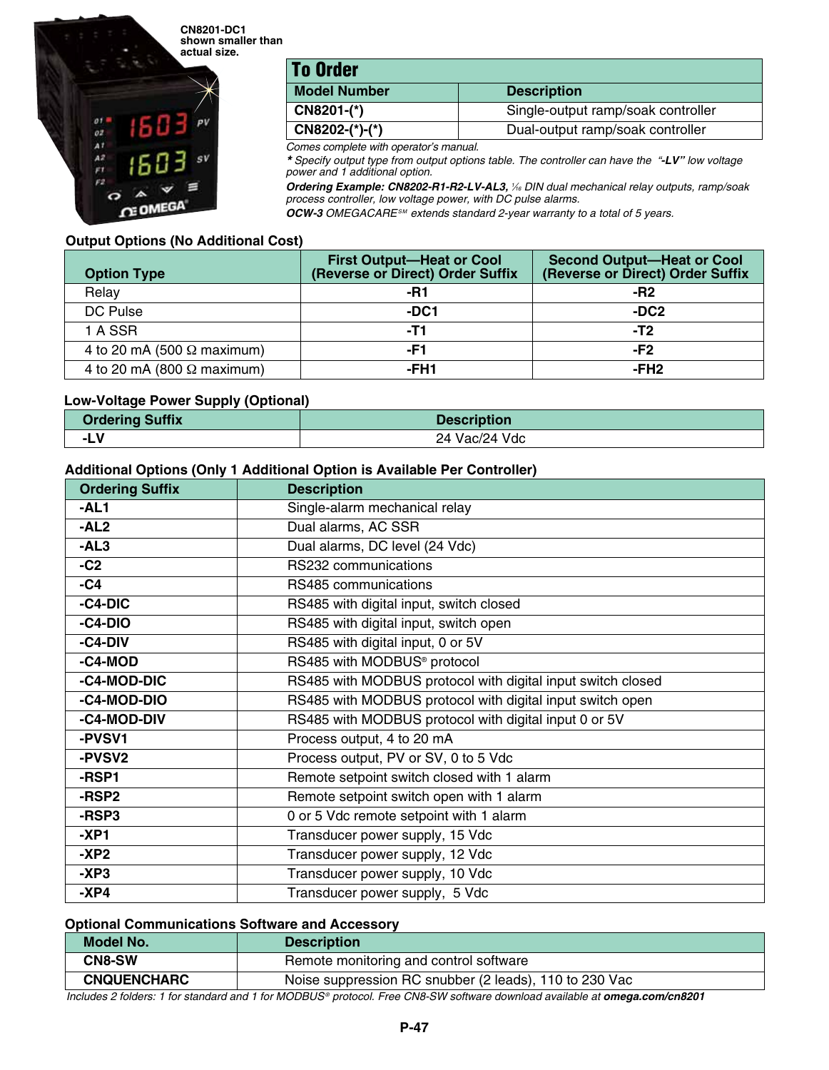CN8201-DC1 shown smaller than actual size.

## To Order

| Model Number | Description |
|---|---|
| CN8201-(*) | Single-output ramp/soak controller |
| CN8202-(*)-(*) | Dual-output ramp/soak controller |

*Comes complete with operator's manual.*

*** *Specify output type from output options table. The controller can have the "-LV" low voltage power and 1 additional option.***

***Ordering Example: CN8202-R1-R2-LV-AL3,** 1⁄16 DIN dual mechanical relay outputs, ramp/soak process controller, low voltage power, with DC pulse alarms.*

***OCW-3** OMEGACARE℠ extends standard 2-year warranty to a total of 5 years.*

### Output Options (No Additional Cost)

| Option Type | First Output—Heat or Cool (Reverse or Direct) Order Suffix | Second Output—Heat or Cool (Reverse or Direct) Order Suffix |
|---|---|---|
| Relay | -R1 | -R2 |
| DC Pulse | -DC1 | -DC2 |
| 1 A SSR | -T1 | -T2 |
| 4 to 20 mA (500 Ω maximum) | -F1 | -F2 |
| 4 to 20 mA (800 Ω maximum) | -FH1 | -FH2 |

### Low-Voltage Power Supply (Optional)

| Ordering Suffix | Description |
|---|---|
| -LV | 24 Vac/24 Vdc |

### Additional Options (Only 1 Additional Option is Available Per Controller)

| Ordering Suffix | Description |
|---|---|
| -AL1 | Single-alarm mechanical relay |
| -AL2 | Dual alarms, AC SSR |
| -AL3 | Dual alarms, DC level (24 Vdc) |
| -C2 | RS232 communications |
| -C4 | RS485 communications |
| -C4-DIC | RS485 with digital input, switch closed |
| -C4-DIO | RS485 with digital input, switch open |
| -C4-DIV | RS485 with digital input, 0 or 5V |
| -C4-MOD | RS485 with MODBUS® protocol |
| -C4-MOD-DIC | RS485 with MODBUS protocol with digital input switch closed |
| -C4-MOD-DIO | RS485 with MODBUS protocol with digital input switch open |
| -C4-MOD-DIV | RS485 with MODBUS protocol with digital input 0 or 5V |
| -PVSV1 | Process output, 4 to 20 mA |
| -PVSV2 | Process output, PV or SV, 0 to 5 Vdc |
| -RSP1 | Remote setpoint switch closed with 1 alarm |
| -RSP2 | Remote setpoint switch open with 1 alarm |
| -RSP3 | 0 or 5 Vdc remote setpoint with 1 alarm |
| -XP1 | Transducer power supply, 15 Vdc |
| -XP2 | Transducer power supply, 12 Vdc |
| -XP3 | Transducer power supply, 10 Vdc |
| -XP4 | Transducer power supply, 5 Vdc |

### Optional Communications Software and Accessory

| Model No. | Description |
|---|---|
| CN8-SW | Remote monitoring and control software |
| CNQUENCHARC | Noise suppression RC snubber (2 leads), 110 to 230 Vac |

*Includes 2 folders: 1 for standard and 1 for MODBUS® protocol. Free CN8-SW software download available at **omega.com/cn8201***